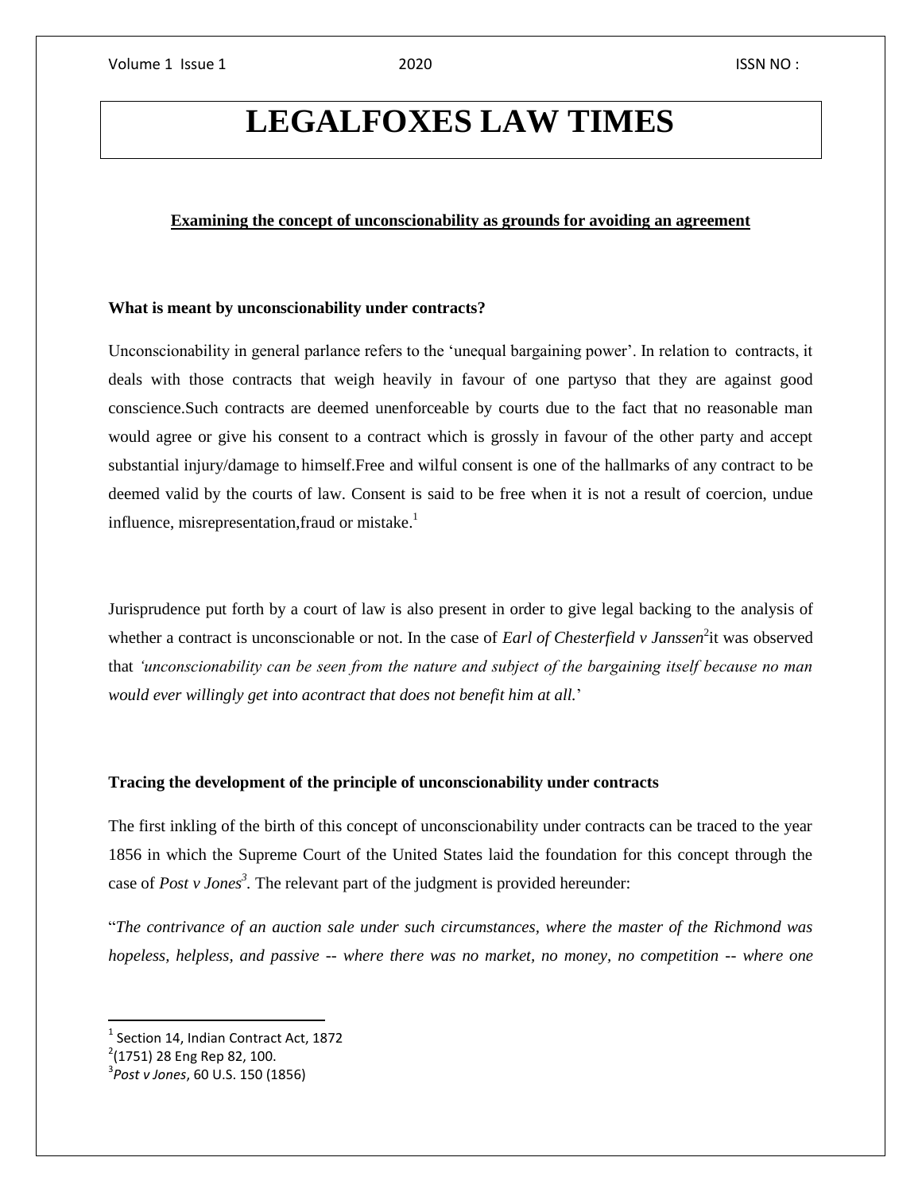# LEGALFOXES LAW TIMES

## Examining the concept of unconscionability as grounds for avoiding an agreement

### What is meant by unconscionability under contracts?

Unconscionability in general parlance refers to the 'unequal bargaining power'. In relation to contracts, it deals with those contracts that weigh heavily in favour of one partyso that they are against good conscience.Such contracts are deemed unenforceable by courts due to the fact that no reasonable man would agree or give his consent to a contract which is grossly in favour of the other party and accept substantial injury/damage to himself.Free and wilful consent is one of the hallmarks of any contract to be deemed valid by the courts of law. Consent is said to be free when it is not a result of coercion, undue influence, misrepresentation,fraud or mistake.[1]

Jurisprudence put forth by a court of law is also present in order to give legal backing to the analysis of whether a contract is unconscionable or not. In the case of *Earl of Chesterfield v Janssen*[2]it was observed that *'unconscionability can be seen from the nature and subject of the bargaining itself because no man would ever willingly get into acontract that does not benefit him at all.*'

### Tracing the development of the principle of unconscionability under contracts

The first inkling of the birth of this concept of unconscionability under contracts can be traced to the year 1856 in which the Supreme Court of the United States laid the foundation for this concept through the case of *Post v Jones*[3]. The relevant part of the judgment is provided hereunder:

"*The contrivance of an auction sale under such circumstances, where the master of the Richmond was hopeless, helpless, and passive -- where there was no market, no money, no competition -- where one*

---

[1] Section 14, Indian Contract Act, 1872

[2] (1751) 28 Eng Rep 82, 100.

[3] *Post v Jones*, 60 U.S. 150 (1856)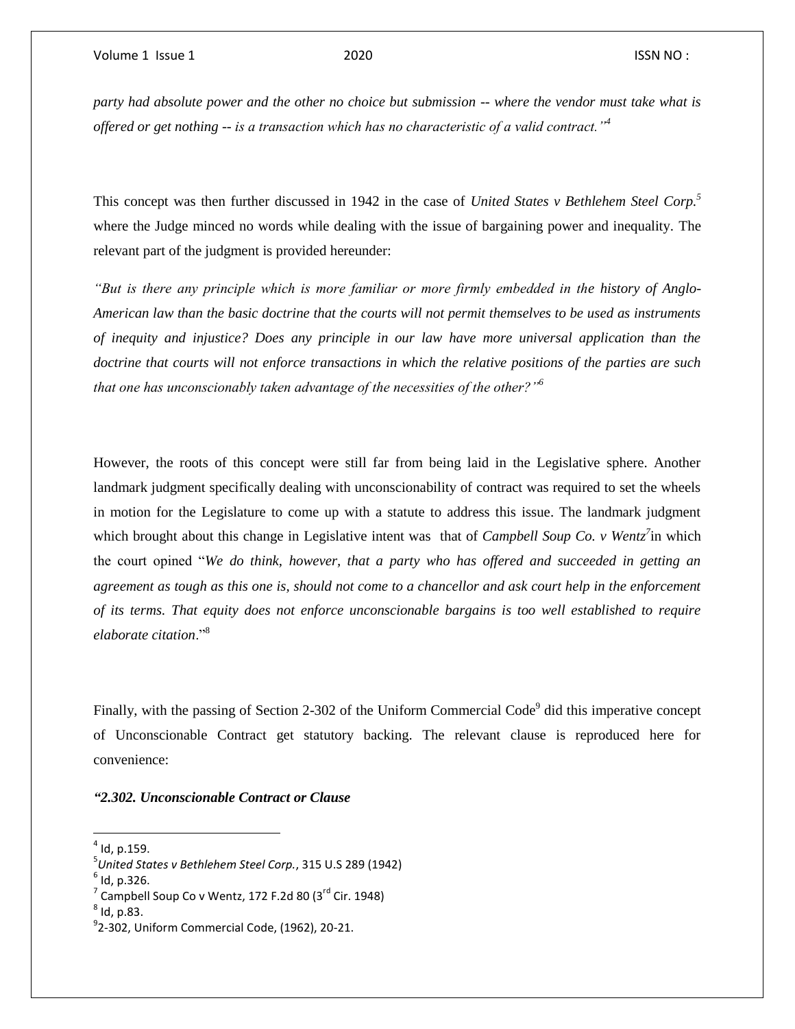*party had absolute power and the other no choice but submission -- where the vendor must take what is offered or get nothing -- is a transaction which has no characteristic of a valid contract.'*[4]

This concept was then further discussed in 1942 in the case of *United States v Bethlehem Steel Corp.*[5] where the Judge minced no words while dealing with the issue of bargaining power and inequality. The relevant part of the judgment is provided hereunder:

*"But is there any principle which is more familiar or more firmly embedded in the history of Anglo-American law than the basic doctrine that the courts will not permit themselves to be used as instruments of inequity and injustice? Does any principle in our law have more universal application than the doctrine that courts will not enforce transactions in which the relative positions of the parties are such that one has unconscionably taken advantage of the necessities of the other?"*[6]

However, the roots of this concept were still far from being laid in the Legislative sphere. Another landmark judgment specifically dealing with unconscionability of contract was required to set the wheels in motion for the Legislature to come up with a statute to address this issue. The landmark judgment which brought about this change in Legislative intent was that of *Campbell Soup Co. v Wentz*[7] in which the court opined "*We do think, however, that a party who has offered and succeeded in getting an agreement as tough as this one is, should not come to a chancellor and ask court help in the enforcement of its terms. That equity does not enforce unconscionable bargains is too well established to require elaborate citation*."[8]

Finally, with the passing of Section 2-302 of the Uniform Commercial Code[9] did this imperative concept of Unconscionable Contract get statutory backing. The relevant clause is reproduced here for convenience:

***"2.302. Unconscionable Contract or Clause***

---

[4] Id, p.159.

[5] *United States v Bethlehem Steel Corp.*, 315 U.S 289 (1942)

[6] Id, p.326.

[7] Campbell Soup Co v Wentz, 172 F.2d 80 (3rd Cir. 1948)

[8] Id, p.83.

[9] 2-302, Uniform Commercial Code, (1962), 20-21.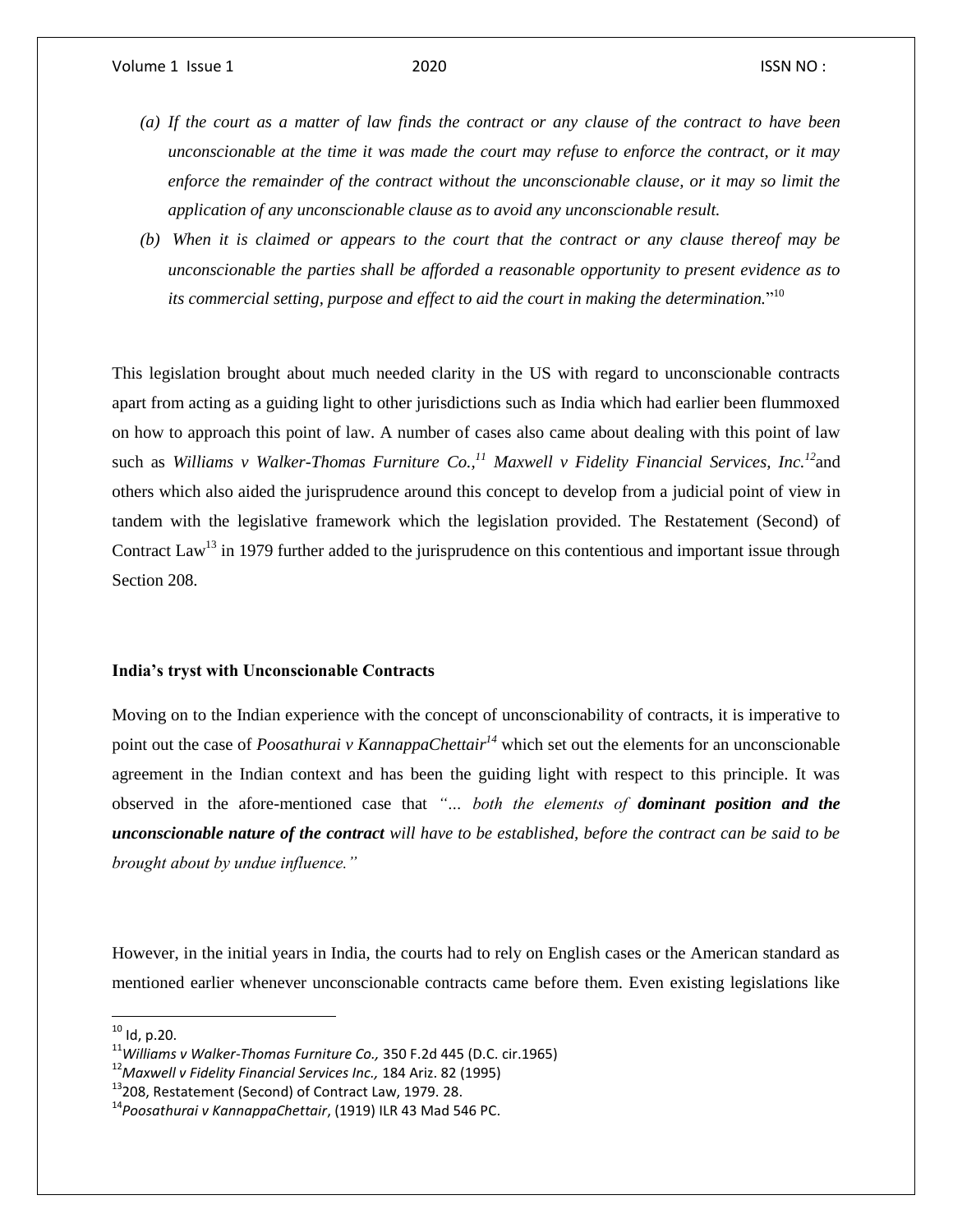*(a) If the court as a matter of law finds the contract or any clause of the contract to have been unconscionable at the time it was made the court may refuse to enforce the contract, or it may enforce the remainder of the contract without the unconscionable clause, or it may so limit the application of any unconscionable clause as to avoid any unconscionable result.*

*(b) When it is claimed or appears to the court that the contract or any clause thereof may be unconscionable the parties shall be afforded a reasonable opportunity to present evidence as to its commercial setting, purpose and effect to aid the court in making the determination.*"[10]

This legislation brought about much needed clarity in the US with regard to unconscionable contracts apart from acting as a guiding light to other jurisdictions such as India which had earlier been flummoxed on how to approach this point of law. A number of cases also came about dealing with this point of law such as *Williams v Walker-Thomas Furniture Co.,*[11] *Maxwell v Fidelity Financial Services, Inc.*[12]and others which also aided the jurisprudence around this concept to develop from a judicial point of view in tandem with the legislative framework which the legislation provided. The Restatement (Second) of Contract Law[13] in 1979 further added to the jurisprudence on this contentious and important issue through Section 208.

### India's tryst with Unconscionable Contracts

Moving on to the Indian experience with the concept of unconscionability of contracts, it is imperative to point out the case of *Poosathurai v KannappaChettair*[14] which set out the elements for an unconscionable agreement in the Indian context and has been the guiding light with respect to this principle. It was observed in the afore-mentioned case that *"… both the elements of **dominant position and the unconscionable nature of the contract** will have to be established, before the contract can be said to be brought about by undue influence."*

However, in the initial years in India, the courts had to rely on English cases or the American standard as mentioned earlier whenever unconscionable contracts came before them. Even existing legislations like

---

[10] Id, p.20.

[11] *Williams v Walker-Thomas Furniture Co.,* 350 F.2d 445 (D.C. cir.1965)

[12] *Maxwell v Fidelity Financial Services Inc.,* 184 Ariz. 82 (1995)

[13] 208, Restatement (Second) of Contract Law, 1979. 28.

[14] *Poosathurai v KannappaChettair*, (1919) ILR 43 Mad 546 PC.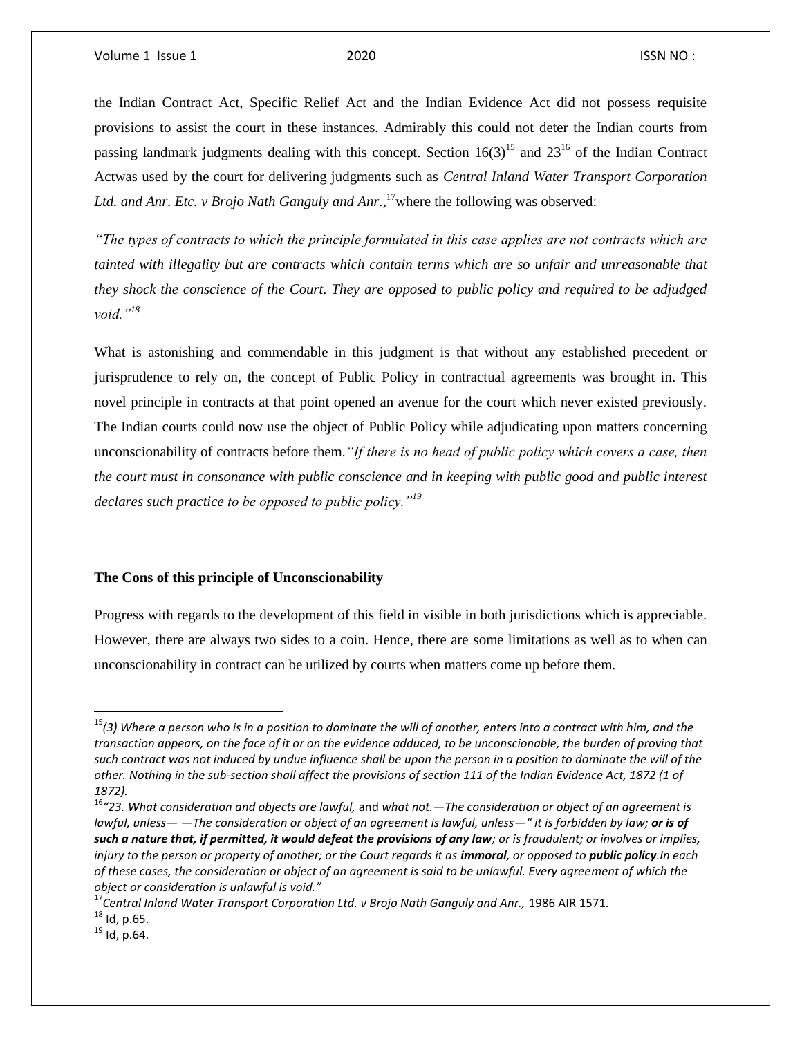the Indian Contract Act, Specific Relief Act and the Indian Evidence Act did not possess requisite provisions to assist the court in these instances. Admirably this could not deter the Indian courts from passing landmark judgments dealing with this concept. Section 16(3)[15] and 23[16] of the Indian Contract Actwas used by the court for delivering judgments such as *Central Inland Water Transport Corporation Ltd. and Anr. Etc. v Brojo Nath Ganguly and Anr.*,[17]where the following was observed:

*"The types of contracts to which the principle formulated in this case applies are not contracts which are tainted with illegality but are contracts which contain terms which are so unfair and unreasonable that they shock the conscience of the Court. They are opposed to public policy and required to be adjudged void."[18]*

What is astonishing and commendable in this judgment is that without any established precedent or jurisprudence to rely on, the concept of Public Policy in contractual agreements was brought in. This novel principle in contracts at that point opened an avenue for the court which never existed previously. The Indian courts could now use the object of Public Policy while adjudicating upon matters concerning unconscionability of contracts before them.*"If there is no head of public policy which covers a case, then the court must in consonance with public conscience and in keeping with public good and public interest declares such practice to be opposed to public policy."[19]*

**The Cons of this principle of Unconscionability**

Progress with regards to the development of this field in visible in both jurisdictions which is appreciable. However, there are always two sides to a coin. Hence, there are some limitations as well as to when can unconscionability in contract can be utilized by courts when matters come up before them.

---

[15]*(3) Where a person who is in a position to dominate the will of another, enters into a contract with him, and the transaction appears, on the face of it or on the evidence adduced, to be unconscionable, the burden of proving that such contract was not induced by undue influence shall be upon the person in a position to dominate the will of the other. Nothing in the sub-section shall affect the provisions of section 111 of the Indian Evidence Act, 1872 (1 of 1872).*

[16]*"23. What consideration and objects are lawful,* and *what not.—The consideration or object of an agreement is lawful, unless— —The consideration or object of an agreement is lawful, unless—" it is forbidden by law; **or is of such a nature that, if permitted, it would defeat the provisions of any law**; or is fraudulent; or involves or implies, injury to the person or property of another; or the Court regards it as **immoral**, or opposed to **public policy**.In each of these cases, the consideration or object of an agreement is said to be unlawful. Every agreement of which the object or consideration is unlawful is void."*

[17]*Central Inland Water Transport Corporation Ltd. v Brojo Nath Ganguly and Anr.,* 1986 AIR 1571.

[18] Id, p.65.

[19] Id, p.64.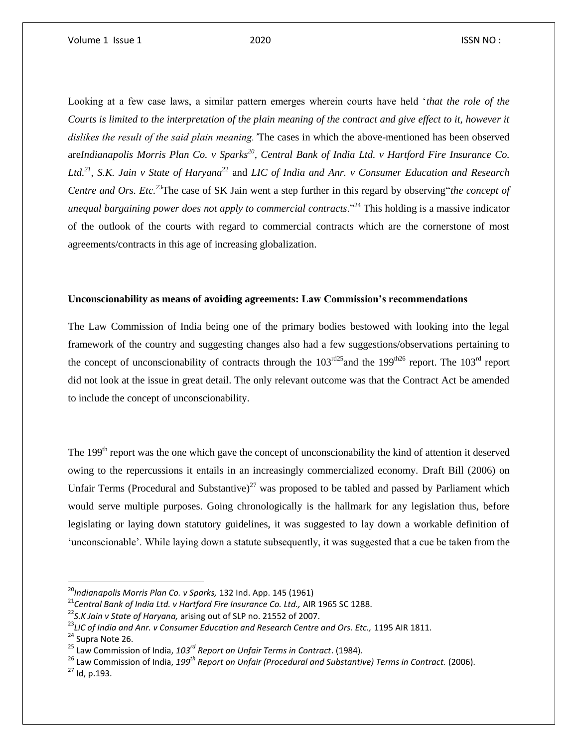Looking at a few case laws, a similar pattern emerges wherein courts have held '*that the role of the Courts is limited to the interpretation of the plain meaning of the contract and give effect to it, however it dislikes the result of the said plain meaning.'*The cases in which the above-mentioned has been observed are*Indianapolis Morris Plan Co. v Sparks*[20], *Central Bank of India Ltd. v Hartford Fire Insurance Co. Ltd.*[21], *S.K. Jain v State of Haryana*[22] and *LIC of India and Anr. v Consumer Education and Research Centre and Ors. Etc.*[23]The case of SK Jain went a step further in this regard by observing"*the concept of unequal bargaining power does not apply to commercial contracts*."[24] This holding is a massive indicator of the outlook of the courts with regard to commercial contracts which are the cornerstone of most agreements/contracts in this age of increasing globalization.

**Unconscionability as means of avoiding agreements: Law Commission's recommendations**

The Law Commission of India being one of the primary bodies bestowed with looking into the legal framework of the country and suggesting changes also had a few suggestions/observations pertaining to the concept of unconscionability of contracts through the 103rd[25]and the 199th[26] report. The 103rd report did not look at the issue in great detail. The only relevant outcome was that the Contract Act be amended to include the concept of unconscionability.

The 199th report was the one which gave the concept of unconscionability the kind of attention it deserved owing to the repercussions it entails in an increasingly commercialized economy. Draft Bill (2006) on Unfair Terms (Procedural and Substantive)[27] was proposed to be tabled and passed by Parliament which would serve multiple purposes. Going chronologically is the hallmark for any legislation thus, before legislating or laying down statutory guidelines, it was suggested to lay down a workable definition of 'unconscionable'. While laying down a statute subsequently, it was suggested that a cue be taken from the

---

[20] *Indianapolis Morris Plan Co. v Sparks,* 132 Ind. App. 145 (1961)

[21] *Central Bank of India Ltd. v Hartford Fire Insurance Co. Ltd.,* AIR 1965 SC 1288.

[22] *S.K Jain v State of Haryana,* arising out of SLP no. 21552 of 2007.

[23] *LIC of India and Anr. v Consumer Education and Research Centre and Ors. Etc.,* 1195 AIR 1811.

[24] Supra Note 26.

[25] Law Commission of India, *103rd Report on Unfair Terms in Contract*. (1984).

[26] Law Commission of India, *199th Report on Unfair (Procedural and Substantive) Terms in Contract.* (2006).

[27] Id, p.193.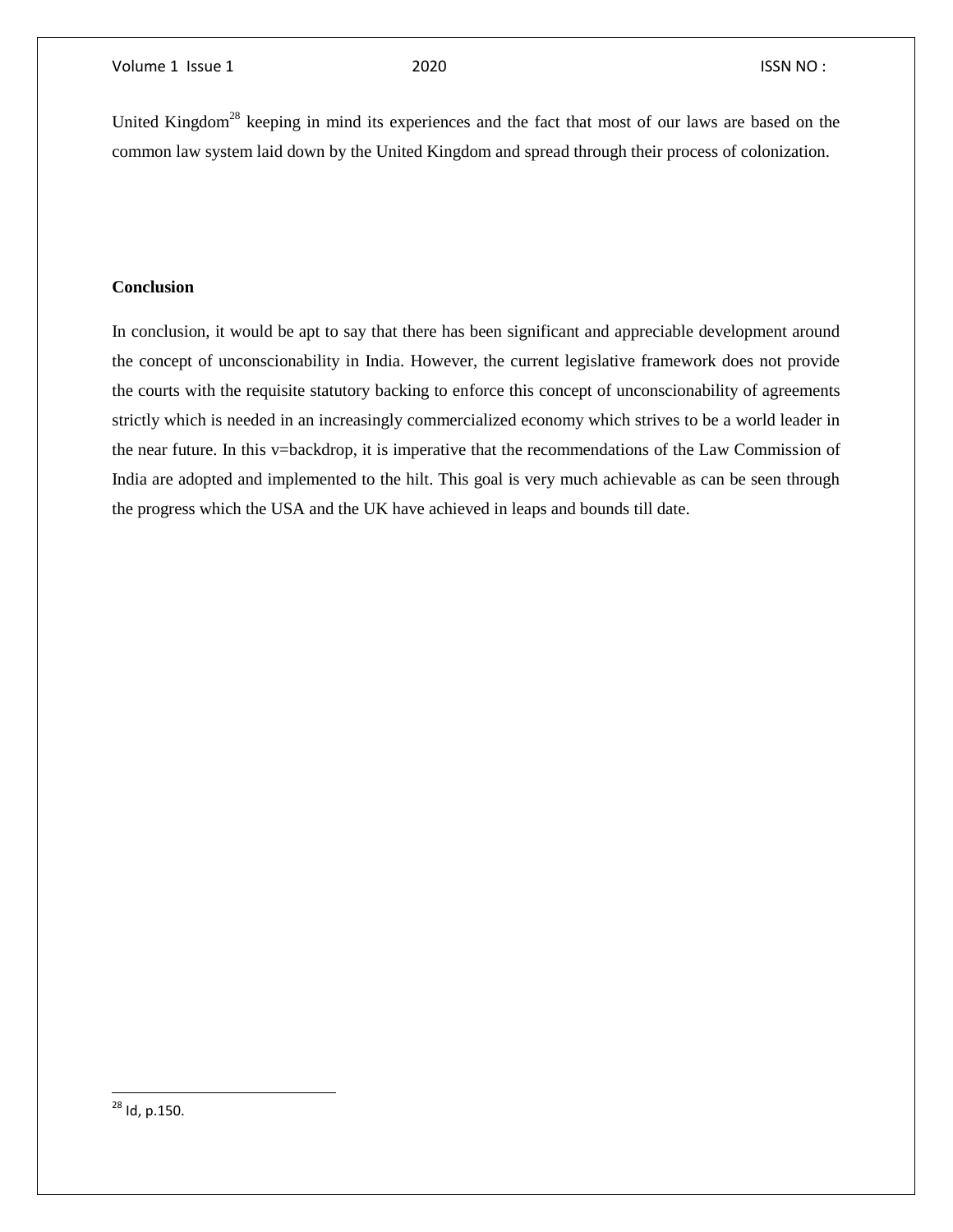United Kingdom[28] keeping in mind its experiences and the fact that most of our laws are based on the common law system laid down by the United Kingdom and spread through their process of colonization.

**Conclusion**

In conclusion, it would be apt to say that there has been significant and appreciable development around the concept of unconscionability in India. However, the current legislative framework does not provide the courts with the requisite statutory backing to enforce this concept of unconscionability of agreements strictly which is needed in an increasingly commercialized economy which strives to be a world leader in the near future. In this v=backdrop, it is imperative that the recommendations of the Law Commission of India are adopted and implemented to the hilt. This goal is very much achievable as can be seen through the progress which the USA and the UK have achieved in leaps and bounds till date.

[28] Id, p.150.